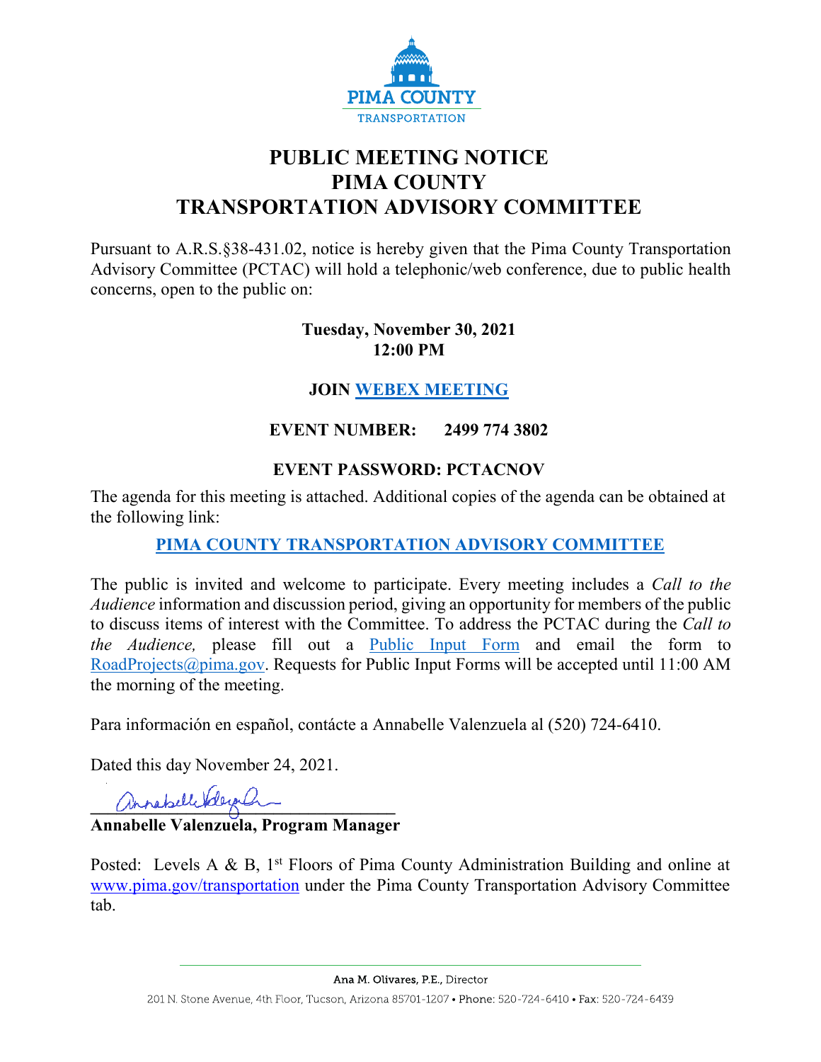PIMA COUNTY
TRANSPORTATION

# PUBLIC MEETING NOTICE
# PIMA COUNTY
# TRANSPORTATION ADVISORY COMMITTEE

Pursuant to A.R.S.§38-431.02, notice is hereby given that the Pima County Transportation Advisory Committee (PCTAC) will hold a telephonic/web conference, due to public health concerns, open to the public on:

**Tuesday, November 30, 2021**
**12:00 PM**

**JOIN WEBEX MEETING**

**EVENT NUMBER: 2499 774 3802**

**EVENT PASSWORD: PCTACNOV**

The agenda for this meeting is attached. Additional copies of the agenda can be obtained at the following link:

**PIMA COUNTY TRANSPORTATION ADVISORY COMMITTEE**

The public is invited and welcome to participate. Every meeting includes a *Call to the Audience* information and discussion period, giving an opportunity for members of the public to discuss items of interest with the Committee. To address the PCTAC during the *Call to the Audience,* please fill out a Public Input Form and email the form to RoadProjects@pima.gov. Requests for Public Input Forms will be accepted until 11:00 AM the morning of the meeting.

Para información en español, contácte a Annabelle Valenzuela al (520) 724-6410.

Dated this day November 24, 2021.

**Annabelle Valenzuela, Program Manager**

Posted: Levels A & B, 1st Floors of Pima County Administration Building and online at www.pima.gov/transportation under the Pima County Transportation Advisory Committee tab.

Ana M. Olivares, P.E., Director

201 N. Stone Avenue, 4th Floor, Tucson, Arizona 85701-1207 • Phone: 520-724-6410 • Fax: 520-724-6439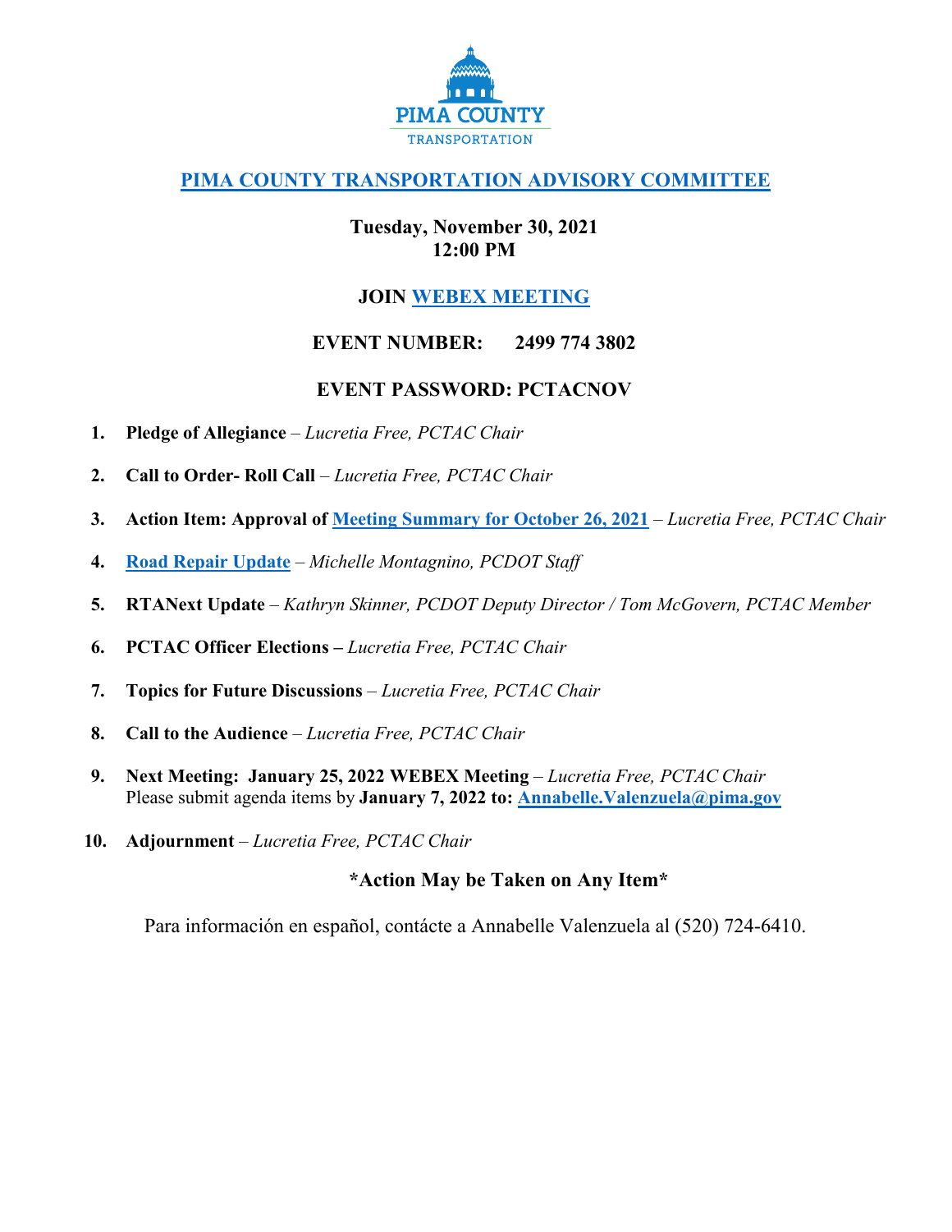PIMA COUNTY
TRANSPORTATION

# PIMA COUNTY TRANSPORTATION ADVISORY COMMITTEE

**Tuesday, November 30, 2021**
**12:00 PM**

**JOIN WEBEX MEETING**

**EVENT NUMBER: 2499 774 3802**

**EVENT PASSWORD: PCTACNOV**

1. **Pledge of Allegiance** – *Lucretia Free, PCTAC Chair*
2. **Call to Order- Roll Call** – *Lucretia Free, PCTAC Chair*
3. **Action Item: Approval of Meeting Summary for October 26, 2021** – *Lucretia Free, PCTAC Chair*
4. **Road Repair Update** – *Michelle Montagnino, PCDOT Staff*
5. **RTANext Update** – *Kathryn Skinner, PCDOT Deputy Director / Tom McGovern, PCTAC Member*
6. **PCTAC Officer Elections –** *Lucretia Free, PCTAC Chair*
7. **Topics for Future Discussions** – *Lucretia Free, PCTAC Chair*
8. **Call to the Audience** – *Lucretia Free, PCTAC Chair*
9. **Next Meeting: January 25, 2022 WEBEX Meeting** – *Lucretia Free, PCTAC Chair*
   Please submit agenda items by **January 7, 2022 to: Annabelle.Valenzuela@pima.gov**
10. **Adjournment** – *Lucretia Free, PCTAC Chair*

**\*Action May be Taken on Any Item\***

Para información en español, contácte a Annabelle Valenzuela al (520) 724-6410.